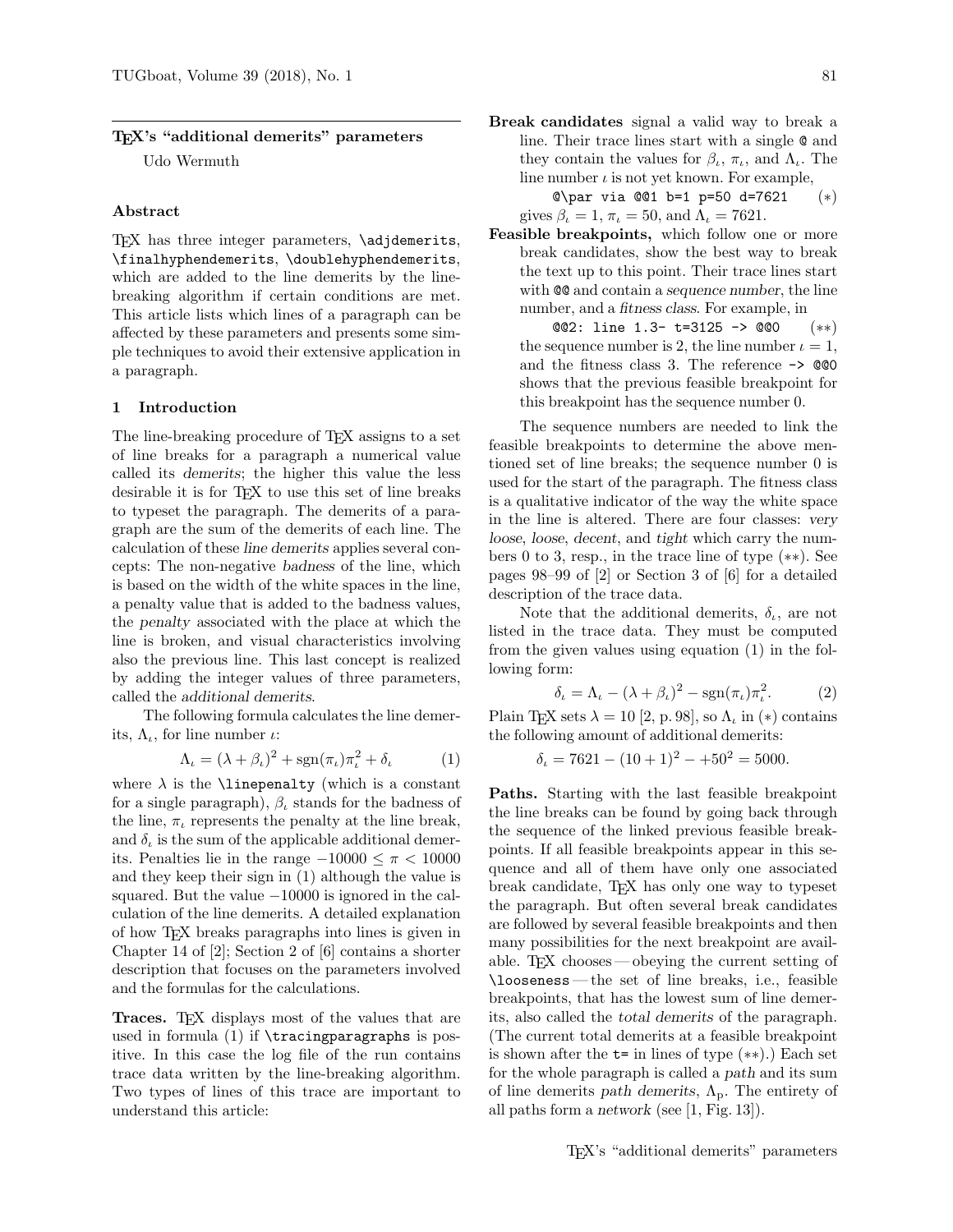# TeX's "additional demerits" parameters

Udo Wermuth

## Abstract

TeX has three integer parameters, `\adjdemerits`, `\finalhyphendemerits`, `\doublehyphendemerits`, which are added to the line demerits by the line-breaking algorithm if certain conditions are met. This article lists which lines of a paragraph can be affected by these parameters and presents some simple techniques to avoid their extensive application in a paragraph.

## 1 Introduction

The line-breaking procedure of TeX assigns to a set of line breaks for a paragraph a numerical value called its *demerits*; the higher this value the less desirable it is for TeX to use this set of line breaks to typeset the paragraph. The demerits of a paragraph are the sum of the demerits of each line. The calculation of these *line demerits* applies several concepts: The non-negative *badness* of the line, which is based on the width of the white spaces in the line, a penalty value that is added to the badness values, the *penalty* associated with the place at which the line is broken, and visual characteristics involving also the previous line. This last concept is realized by adding the integer values of three parameters, called the *additional demerits*.

The following formula calculates the line demerits, $\Lambda_\iota$, for line number $\iota$:

$$\Lambda_\iota = (\lambda + \beta_\iota)^2 + \operatorname{sgn}(\pi_\iota)\pi_\iota^2 + \delta_\iota \tag{1}$$

where $\lambda$ is the `\linepenalty` (which is a constant for a single paragraph), $\beta_\iota$ stands for the badness of the line, $\pi_\iota$ represents the penalty at the line break, and $\delta_\iota$ is the sum of the applicable additional demerits. Penalties lie in the range $-10000 \le \pi < 10000$ and they keep their sign in (1) although the value is squared. But the value $-10000$ is ignored in the calculation of the line demerits. A detailed explanation of how TeX breaks paragraphs into lines is given in Chapter 14 of [2]; Section 2 of [6] contains a shorter description that focuses on the parameters involved and the formulas for the calculations.

**Traces.** TeX displays most of the values that are used in formula (1) if `\tracingparagraphs` is positive. In this case the log file of the run contains trace data written by the line-breaking algorithm. Two types of lines of this trace are important to understand this article:

**Break candidates** signal a valid way to break a line. Their trace lines start with a single `@` and they contain the values for $\beta_\iota$, $\pi_\iota$, and $\Lambda_\iota$. The line number $\iota$ is not yet known. For example,

`@\par via @@1 b=1 p=50 d=7621` $(*)$

gives $\beta_\iota = 1$, $\pi_\iota = 50$, and $\Lambda_\iota = 7621$.

**Feasible breakpoints,** which follow one or more break candidates, show the best way to break the text up to this point. Their trace lines start with `@@` and contain a *sequence number*, the line number, and a *fitness class*. For example, in

`@@2: line 1.3- t=3125 -> @@0` $(**)$

the sequence number is 2, the line number $\iota = 1$, and the fitness class 3. The reference `-> @@0` shows that the previous feasible breakpoint for this breakpoint has the sequence number 0.

The sequence numbers are needed to link the feasible breakpoints to determine the above mentioned set of line breaks; the sequence number 0 is used for the start of the paragraph. The fitness class is a qualitative indicator of the way the white space in the line is altered. There are four classes: *very loose*, *loose*, *decent*, and *tight* which carry the numbers 0 to 3, resp., in the trace line of type $(**)$. See pages 98–99 of [2] or Section 3 of [6] for a detailed description of the trace data.

Note that the additional demerits, $\delta_\iota$, are not listed in the trace data. They must be computed from the given values using equation (1) in the following form:

$$\delta_\iota = \Lambda_\iota - (\lambda + \beta_\iota)^2 - \operatorname{sgn}(\pi_\iota)\pi_\iota^2. \tag{2}$$

Plain TeX sets $\lambda = 10$ [2, p. 98], so $\Lambda_\iota$ in $(*)$ contains the following amount of additional demerits:

$$\delta_\iota = 7621 - (10 + 1)^2 - {+50^2} = 5000.$$

**Paths.** Starting with the last feasible breakpoint the line breaks can be found by going back through the sequence of the linked previous feasible breakpoints. If all feasible breakpoints appear in this sequence and all of them have only one associated break candidate, TeX has only one way to typeset the paragraph. But often several break candidates are followed by several feasible breakpoints and then many possibilities for the next breakpoint are available. TeX chooses — obeying the current setting of `\looseness` — the set of line breaks, i.e., feasible breakpoints, that has the lowest sum of line demerits, also called the *total demerits* of the paragraph. (The current total demerits at a feasible breakpoint is shown after the `t=` in lines of type $(**)$.) Each set for the whole paragraph is called a *path* and its sum of line demerits *path demerits*, $\Lambda_\text{p}$. The entirety of all paths form a *network* (see [1, Fig. 13]).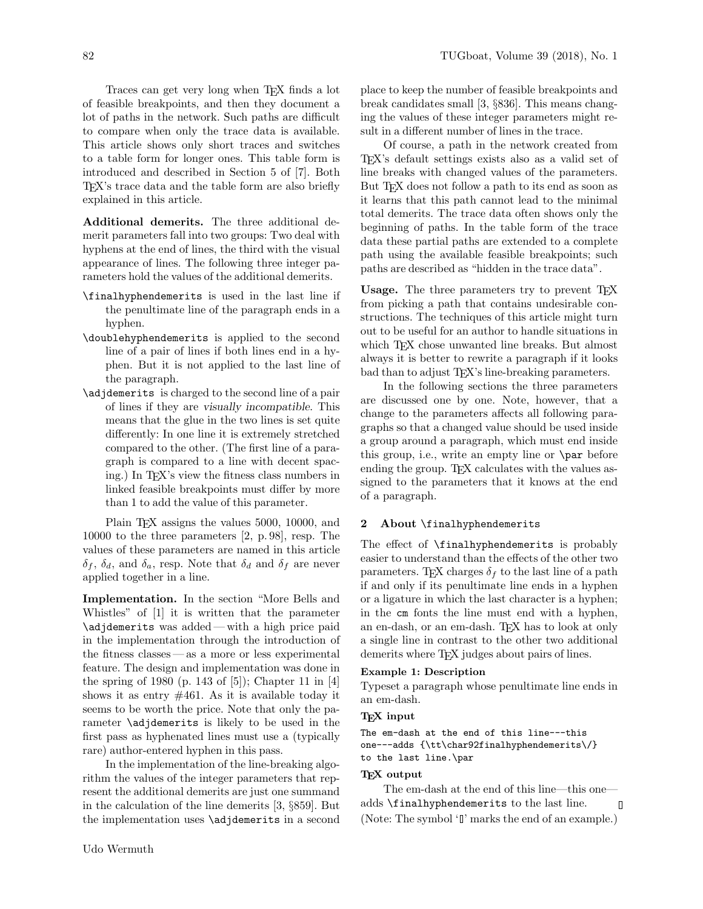Traces can get very long when TeX finds a lot of feasible breakpoints, and then they document a lot of paths in the network. Such paths are difficult to compare when only the trace data is available. This article shows only short traces and switches to a table form for longer ones. This table form is introduced and described in Section 5 of [7]. Both TeX's trace data and the table form are also briefly explained in this article.

**Additional demerits.** The three additional demerit parameters fall into two groups: Two deal with hyphens at the end of lines, the third with the visual appearance of lines. The following three integer parameters hold the values of the additional demerits.

`\finalhyphendemerits` is used in the last line if the penultimate line of the paragraph ends in a hyphen.

`\doublehyphendemerits` is applied to the second line of a pair of lines if both lines end in a hyphen. But it is not applied to the last line of the paragraph.

`\adjdemerits` is charged to the second line of a pair of lines if they are *visually incompatible*. This means that the glue in the two lines is set quite differently: In one line it is extremely stretched compared to the other. (The first line of a paragraph is compared to a line with decent spacing.) In TeX's view the fitness class numbers in linked feasible breakpoints must differ by more than 1 to add the value of this parameter.

Plain TeX assigns the values 5000, 10000, and 10000 to the three parameters [2, p. 98], resp. The values of these parameters are named in this article $\delta_f$, $\delta_d$, and $\delta_a$, resp. Note that $\delta_d$ and $\delta_f$ are never applied together in a line.

**Implementation.** In the section "More Bells and Whistles" of [1] it is written that the parameter `\adjdemerits` was added — with a high price paid in the implementation through the introduction of the fitness classes — as a more or less experimental feature. The design and implementation was done in the spring of 1980 (p. 143 of [5]); Chapter 11 in [4] shows it as entry #461. As it is available today it seems to be worth the price. Note that only the parameter `\adjdemerits` is likely to be used in the first pass as hyphenated lines must use a (typically rare) author-entered hyphen in this pass.

In the implementation of the line-breaking algorithm the values of the integer parameters that represent the additional demerits are just one summand in the calculation of the line demerits [3, §859]. But the implementation uses `\adjdemerits` in a second place to keep the number of feasible breakpoints and break candidates small [3, §836]. This means changing the values of these integer parameters might result in a different number of lines in the trace.

Of course, a path in the network created from TeX's default settings exists also as a valid set of line breaks with changed values of the parameters. But TeX does not follow a path to its end as soon as it learns that this path cannot lead to the minimal total demerits. The trace data often shows only the beginning of paths. In the table form of the trace data these partial paths are extended to a complete path using the available feasible breakpoints; such paths are described as "hidden in the trace data".

**Usage.** The three parameters try to prevent TeX from picking a path that contains undesirable constructions. The techniques of this article might turn out to be useful for an author to handle situations in which TeX chose unwanted line breaks. But almost always it is better to rewrite a paragraph if it looks bad than to adjust TeX's line-breaking parameters.

In the following sections the three parameters are discussed one by one. Note, however, that a change to the parameters affects all following paragraphs so that a changed value should be used inside a group around a paragraph, which must end inside this group, i.e., write an empty line or `\par` before ending the group. TeX calculates with the values assigned to the parameters that it knows at the end of a paragraph.

## 2 About `\finalhyphendemerits`

The effect of `\finalhyphendemerits` is probably easier to understand than the effects of the other two parameters. TeX charges $\delta_f$ to the last line of a path if and only if its penultimate line ends in a hyphen or a ligature in which the last character is a hyphen; in the `cm` fonts the line must end with a hyphen, an en-dash, or an em-dash. TeX has to look at only a single line in contrast to the other two additional demerits where TeX judges about pairs of lines.

**Example 1: Description**

Typeset a paragraph whose penultimate line ends in an em-dash.

**TeX input**

```
The em-dash at the end of this line---this
one---adds {\tt\char92finalhyphendemerits\/}
to the last line.\par
```

**TeX output**

The em-dash at the end of this line—this one—
adds `\finalhyphendemerits` to the last line. ▯

(Note: The symbol '▯' marks the end of an example.)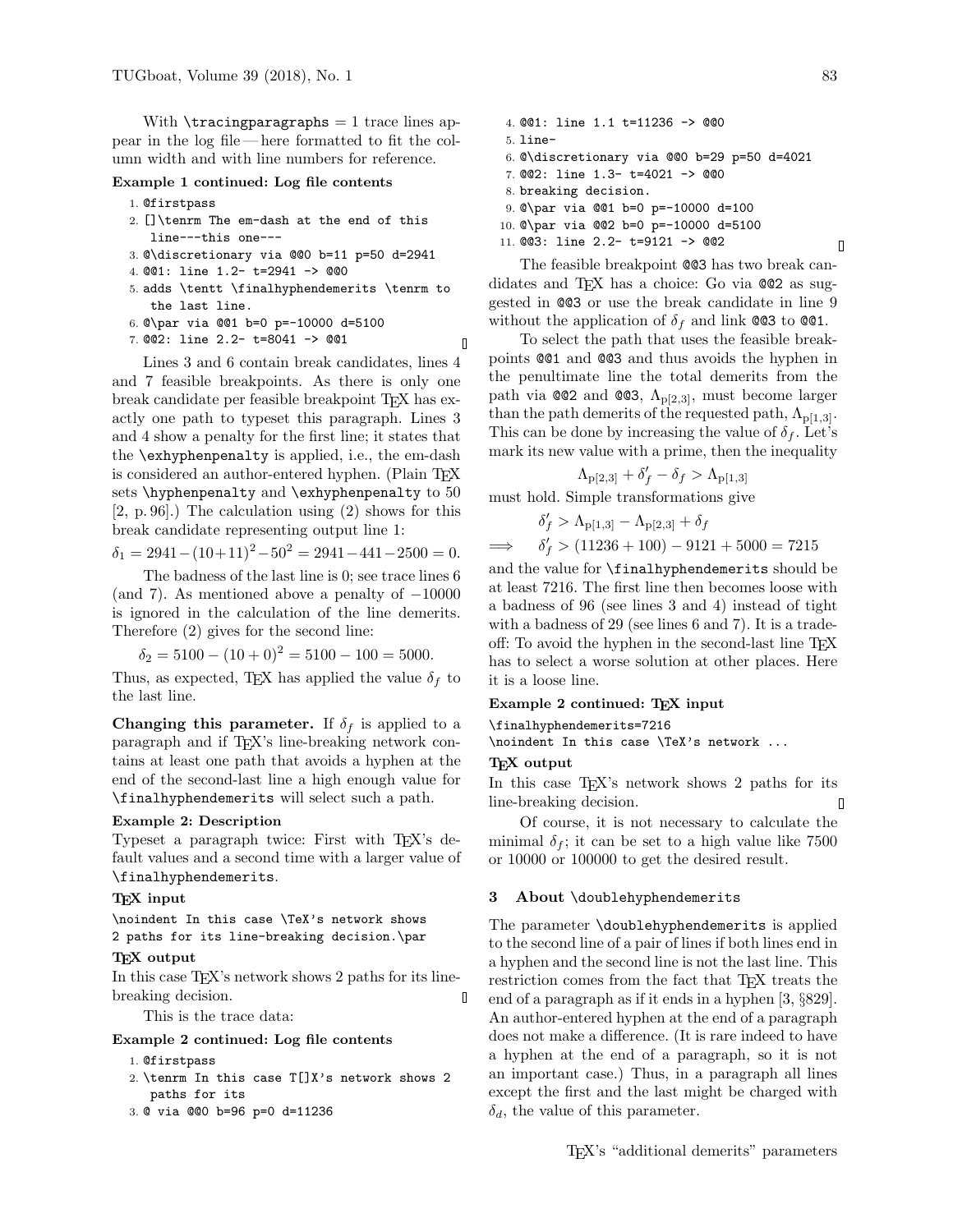With \tracingparagraphs = 1 trace lines appear in the log file — here formatted to fit the column width and with line numbers for reference.

**Example 1 continued: Log file contents**

```
1. @firstpass
2. []\tenrm The em-dash at the end of this
   line---this one---
3. @\discretionary via @@0 b=11 p=50 d=2941
4. @@1: line 1.2- t=2941 -> @@0
5. adds \tentt \finalhyphendemerits \tenrm to
   the last line.
6. @\par via @@1 b=0 p=-10000 d=5100
7. @@2: line 2.2- t=8041 -> @@1
```

Lines 3 and 6 contain break candidates, lines 4 and 7 feasible breakpoints. As there is only one break candidate per feasible breakpoint TeX has exactly one path to typeset this paragraph. Lines 3 and 4 show a penalty for the first line; it states that the \exhyphenpenalty is applied, i.e., the em-dash is considered an author-entered hyphen. (Plain TeX sets \hyphenpenalty and \exhyphenpenalty to 50 [2, p. 96].) The calculation using (2) shows for this break candidate representing output line 1:

$\delta_1 = 2941-(10+11)^2-50^2 = 2941-441-2500 = 0.$

The badness of the last line is 0; see trace lines 6 (and 7). As mentioned above a penalty of $-10000$ is ignored in the calculation of the line demerits. Therefore (2) gives for the second line:

$$\delta_2 = 5100 - (10+0)^2 = 5100 - 100 = 5000.$$

Thus, as expected, TeX has applied the value $\delta_f$ to the last line.

**Changing this parameter.** If $\delta_f$ is applied to a paragraph and if TeX's line-breaking network contains at least one path that avoids a hyphen at the end of the second-last line a high enough value for \finalhyphendemerits will select such a path.

**Example 2: Description**

Typeset a paragraph twice: First with TeX's default values and a second time with a larger value of \finalhyphendemerits.

**TeX input**

```
\noindent In this case \TeX's network shows
2 paths for its line-breaking decision.\par
```

**TeX output**

In this case TeX's network shows 2 paths for its line-breaking decision.

This is the trace data:

**Example 2 continued: Log file contents**

```
1. @firstpass
2. \tenrm In this case T[]X's network shows 2
   paths for its
3. @ via @@0 b=96 p=0 d=11236
4. @@1: line 1.1 t=11236 -> @@0
5. line-
6. @\discretionary via @@0 b=29 p=50 d=4021
7. @@2: line 1.3- t=4021 -> @@0
8. breaking decision.
9. @\par via @@1 b=0 p=-10000 d=100
10. @\par via @@2 b=0 p=-10000 d=5100
11. @@3: line 2.2- t=9121 -> @@2
```

The feasible breakpoint @@3 has two break candidates and TeX has a choice: Go via @@2 as suggested in @@3 or use the break candidate in line 9 without the application of $\delta_f$ and link @@3 to @@1.

To select the path that uses the feasible breakpoints @@1 and @@3 and thus avoids the hyphen in the penultimate line the total demerits from the path via @@2 and @@3, $\Lambda_{p[2,3]}$, must become larger than the path demerits of the requested path, $\Lambda_{p[1,3]}$. This can be done by increasing the value of $\delta_f$. Let's mark its new value with a prime, then the inequality

$$\Lambda_{p[2,3]} + \delta'_f - \delta_f > \Lambda_{p[1,3]}$$

must hold. Simple transformations give

$$\delta'_f > \Lambda_{p[1,3]} - \Lambda_{p[2,3]} + \delta_f$$

$$\Longrightarrow \quad \delta'_f > (11236+100) - 9121 + 5000 = 7215$$

and the value for \finalhyphendemerits should be at least 7216. The first line then becomes loose with a badness of 96 (see lines 3 and 4) instead of tight with a badness of 29 (see lines 6 and 7). It is a tradeoff: To avoid the hyphen in the second-last line TeX has to select a worse solution at other places. Here it is a loose line.

**Example 2 continued: TeX input**

```
\finalhyphendemerits=7216
\noindent In this case \TeX's network ...
```

**TeX output**

In this case TeX's network shows 2 paths for its line-breaking decision.

Of course, it is not necessary to calculate the minimal $\delta_f$; it can be set to a high value like 7500 or 10000 or 100000 to get the desired result.

## 3 About \doublehyphendemerits

The parameter \doublehyphendemerits is applied to the second line of a pair of lines if both lines end in a hyphen and the second line is not the last line. This restriction comes from the fact that TeX treats the end of a paragraph as if it ends in a hyphen [3, §829]. An author-entered hyphen at the end of a paragraph does not make a difference. (It is rare indeed to have a hyphen at the end of a paragraph, so it is not an important case.) Thus, in a paragraph all lines except the first and the last might be charged with $\delta_d$, the value of this parameter.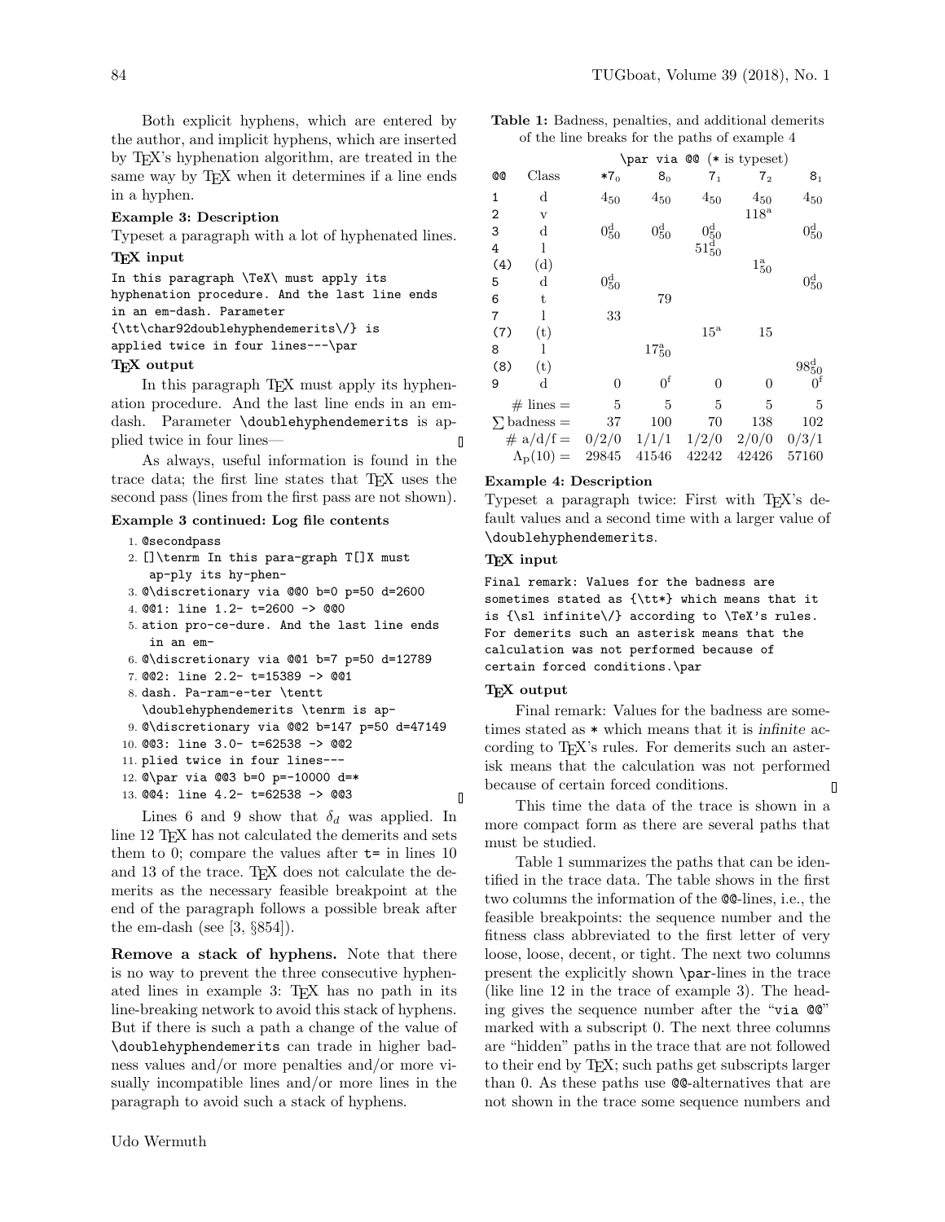Both explicit hyphens, which are entered by the author, and implicit hyphens, which are inserted by TeX's hyphenation algorithm, are treated in the same way by TeX when it determines if a line ends in a hyphen.

**Example 3: Description**

Typeset a paragraph with a lot of hyphenated lines.

**TeX input**

```
In this paragraph \TeX\ must apply its
hyphenation procedure. And the last line ends
in an em-dash. Parameter
{\tt\char92doublehyphendemerits\/} is
applied twice in four lines---\par
```

**TeX output**

In this paragraph TeX must apply its hyphenation procedure. And the last line ends in an em-dash. Parameter `\doublehyphendemerits` is applied twice in four lines—

As always, useful information is found in the trace data; the first line states that TeX uses the second pass (lines from the first pass are not shown).

**Example 3 continued: Log file contents**

```
1. @secondpass
2. []\tenrm In this para-graph T[]X must
   ap-ply its hy-phen-
3. @\discretionary via @@0 b=0 p=50 d=2600
4. @@1: line 1.2- t=2600 -> @@0
5. ation pro-ce-dure. And the last line ends
   in an em-
6. @\discretionary via @@1 b=7 p=50 d=12789
7. @@2: line 2.2- t=15389 -> @@1
8. dash. Pa-ram-e-ter \tentt
   \doublehyphendemerits \tenrm is ap-
9. @\discretionary via @@2 b=147 p=50 d=47149
10. @@3: line 3.0- t=62538 -> @@2
11. plied twice in four lines---
12. @\par via @@3 b=0 p=-10000 d=*
13. @@4: line 4.2- t=62538 -> @@3
```

Lines 6 and 9 show that $\delta_d$ was applied. In line 12 TeX has not calculated the demerits and sets them to 0; compare the values after `t=` in lines 10 and 13 of the trace. TeX does not calculate the demerits as the necessary feasible breakpoint at the end of the paragraph follows a possible break after the em-dash (see [3, §854]).

**Remove a stack of hyphens.** Note that there is no way to prevent the three consecutive hyphenated lines in example 3: TeX has no path in its line-breaking network to avoid this stack of hyphens. But if there is such a path a change of the value of `\doublehyphendemerits` can trade in higher badness values and/or more penalties and/or more visually incompatible lines and/or more lines in the paragraph to avoid such a stack of hyphens.

**Table 1:** Badness, penalties, and additional demerits of the line breaks for the paths of example 4

| | | `\par via @@` (`*` is typeset) | | | | |
|---|---|---|---|---|---|---|
| `@@` | Class | $*7_0$ | $8_0$ | $7_1$ | $7_2$ | $8_1$ |
| 1 | d | $4_{50}$ | $4_{50}$ | $4_{50}$ | $4_{50}$ | $4_{50}$ |
| 2 | v | | | | $118^{\mathrm{a}}$ | |
| 3 | d | $0^{\mathrm{d}}_{50}$ | $0^{\mathrm{d}}_{50}$ | $0^{\mathrm{d}}_{50}$ | | $0^{\mathrm{d}}_{50}$ |
| 4 | l | | | $51^{\mathrm{d}}_{50}$ | | |
| (4) | (d) | | | | $1^{\mathrm{a}}_{50}$ | |
| 5 | d | $0^{\mathrm{d}}_{50}$ | | | | $0^{\mathrm{d}}_{50}$ |
| 6 | t | | 79 | | | |
| 7 | l | 33 | | | | |
| (7) | (t) | | | $15^{\mathrm{a}}$ | 15 | |
| 8 | l | | $17^{\mathrm{a}}_{50}$ | | | |
| (8) | (t) | | | | | $98^{\mathrm{d}}_{50}$ |
| 9 | d | 0 | $0^{\mathrm{f}}$ | 0 | 0 | $0^{\mathrm{f}}$ |
| # lines = | | 5 | 5 | 5 | 5 | 5 |
| $\sum$ badness = | | 37 | 100 | 70 | 138 | 102 |
| # a/d/f = | | 0/2/0 | 1/1/1 | 1/2/0 | 2/0/0 | 0/3/1 |
| $\Lambda_{\mathrm{P}}(10)$ = | | 29845 | 41546 | 42242 | 42426 | 57160 |

**Example 4: Description**

Typeset a paragraph twice: First with TeX's default values and a second time with a larger value of `\doublehyphendemerits`.

**TeX input**

```
Final remark: Values for the badness are
sometimes stated as {\tt*} which means that it
is {\sl infinite\/} according to \TeX's rules.
For demerits such an asterisk means that the
calculation was not performed because of
certain forced conditions.\par
```

**TeX output**

Final remark: Values for the badness are sometimes stated as `*` which means that it is *infinite* according to TeX's rules. For demerits such an asterisk means that the calculation was not performed because of certain forced conditions.

This time the data of the trace is shown in a more compact form as there are several paths that must be studied.

Table 1 summarizes the paths that can be identified in the trace data. The table shows in the first two columns the information of the `@@`-lines, i.e., the feasible breakpoints: the sequence number and the fitness class abbreviated to the first letter of very loose, loose, decent, or tight. The next two columns present the explicitly shown `\par`-lines in the trace (like line 12 in the trace of example 3). The heading gives the sequence number after the "`via @@`" marked with a subscript 0. The next three columns are "hidden" paths in the trace that are not followed to their end by TeX; such paths get subscripts larger than 0. As these paths use `@@`-alternatives that are not shown in the trace some sequence numbers and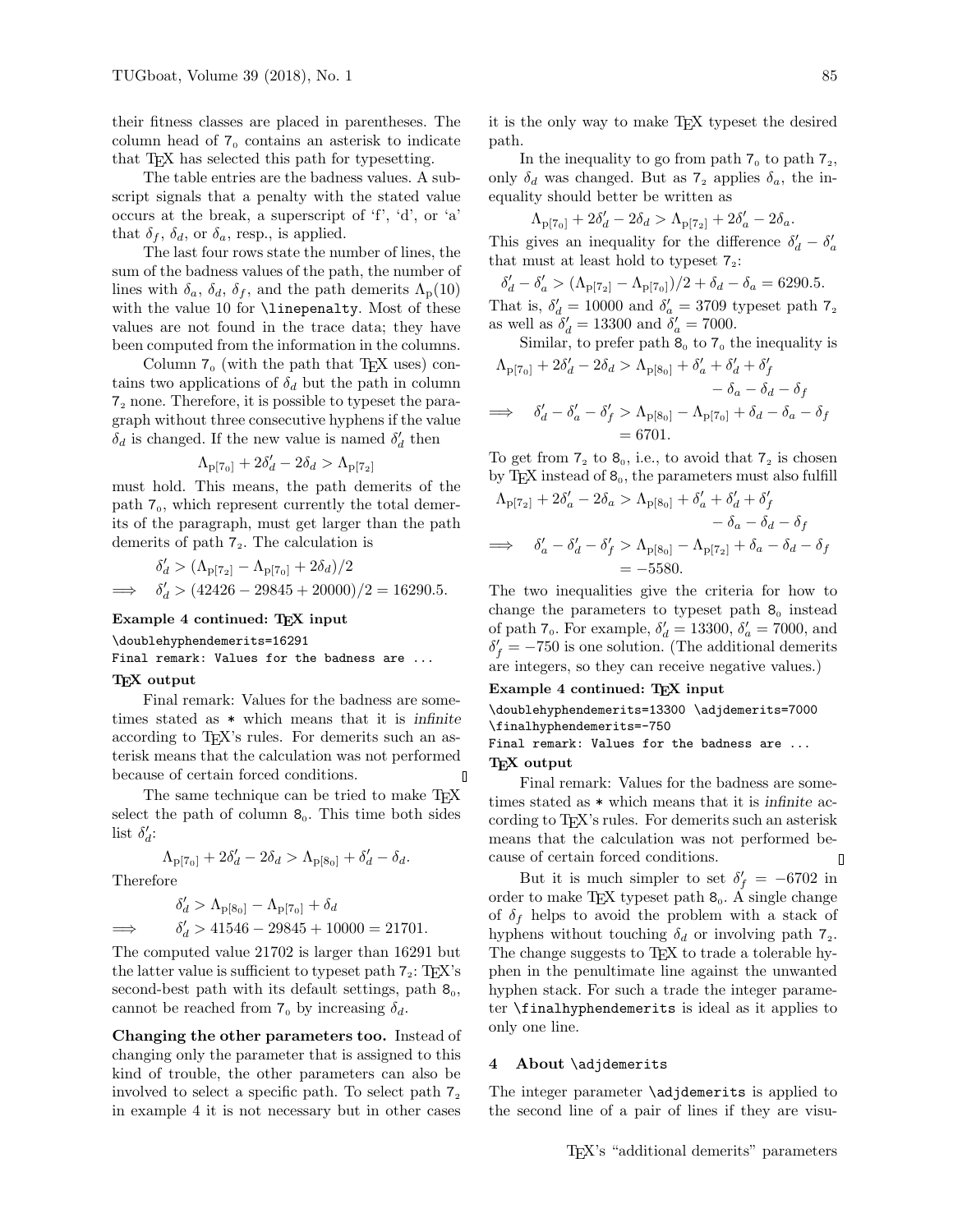their fitness classes are placed in parentheses. The column head of $7_0$ contains an asterisk to indicate that TeX has selected this path for typesetting.

The table entries are the badness values. A subscript signals that a penalty with the stated value occurs at the break, a superscript of 'f', 'd', or 'a' that $\delta_f$, $\delta_d$, or $\delta_a$, resp., is applied.

The last four rows state the number of lines, the sum of the badness values of the path, the number of lines with $\delta_a$, $\delta_d$, $\delta_f$, and the path demerits $\Lambda_\mathrm{p}(10)$ with the value 10 for `\linepenalty`. Most of these values are not found in the trace data; they have been computed from the information in the columns.

Column $7_0$ (with the path that TeX uses) contains two applications of $\delta_d$ but the path in column $7_2$ none. Therefore, it is possible to typeset the paragraph without three consecutive hyphens if the value $\delta_d$ is changed. If the new value is named $\delta'_d$ then

$$\Lambda_{\mathrm{p}[7_0]} + 2\delta'_d - 2\delta_d > \Lambda_{\mathrm{p}[7_2]}$$

must hold. This means, the path demerits of the path $7_0$, which represent currently the total demerits of the paragraph, must get larger than the path demerits of path $7_2$. The calculation is

$$\delta'_d > (\Lambda_{\mathrm{p}[7_2]} - \Lambda_{\mathrm{p}[7_0]} + 2\delta_d)/2$$
$$\implies \quad \delta'_d > (42426 - 29845 + 20000)/2 = 16290.5.$$

**Example 4 continued: TeX input**

```
\doublehyphendemerits=16291
Final remark: Values for the badness are ...
```

**TeX output**

Final remark: Values for the badness are sometimes stated as * which means that it is *infinite* according to TeX's rules. For demerits such an asterisk means that the calculation was not performed because of certain forced conditions.

The same technique can be tried to make TeX select the path of column $8_0$. This time both sides list $\delta'_d$:

$$\Lambda_{\mathrm{p}[7_0]} + 2\delta'_d - 2\delta_d > \Lambda_{\mathrm{p}[8_0]} + \delta'_d - \delta_d.$$

Therefore

$$\delta'_d > \Lambda_{\mathrm{p}[8_0]} - \Lambda_{\mathrm{p}[7_0]} + \delta_d$$
$$\implies \quad \delta'_d > 41546 - 29845 + 10000 = 21701.$$

The computed value 21702 is larger than 16291 but the latter value is sufficient to typeset path $7_2$: TeX's second-best path with its default settings, path $8_0$, cannot be reached from $7_0$ by increasing $\delta_d$.

**Changing the other parameters too.** Instead of changing only the parameter that is assigned to this kind of trouble, the other parameters can also be involved to select a specific path. To select path $7_2$ in example 4 it is not necessary but in other cases it is the only way to make TeX typeset the desired path.

In the inequality to go from path $7_0$ to path $7_2$, only $\delta_d$ was changed. But as $7_2$ applies $\delta_a$, the inequality should better be written as

$$\Lambda_{\mathrm{p}[7_0]} + 2\delta'_d - 2\delta_d > \Lambda_{\mathrm{p}[7_2]} + 2\delta'_a - 2\delta_a.$$

This gives an inequality for the difference $\delta'_d - \delta'_a$ that must at least hold to typeset $7_2$:

$$\delta'_d - \delta'_a > (\Lambda_{\mathrm{p}[7_2]} - \Lambda_{\mathrm{p}[7_0]})/2 + \delta_d - \delta_a = 6290.5.$$

That is, $\delta'_d = 10000$ and $\delta'_a = 3709$ typeset path $7_2$ as well as $\delta'_d = 13300$ and $\delta'_a = 7000$.

Similar, to prefer path $8_0$ to $7_0$ the inequality is

$$\Lambda_{\mathrm{p}[7_0]} + 2\delta'_d - 2\delta_d > \Lambda_{\mathrm{p}[8_0]} + \delta'_a + \delta'_d + \delta'_f - \delta_a - \delta_d - \delta_f$$
$$\implies \quad \delta'_d - \delta'_a - \delta'_f > \Lambda_{\mathrm{p}[8_0]} - \Lambda_{\mathrm{p}[7_0]} + \delta_d - \delta_a - \delta_f = 6701.$$

To get from $7_2$ to $8_0$, i.e., to avoid that $7_2$ is chosen by TeX instead of $8_0$, the parameters must also fulfill

$$\Lambda_{\mathrm{p}[7_2]} + 2\delta'_a - 2\delta_a > \Lambda_{\mathrm{p}[8_0]} + \delta'_a + \delta'_d + \delta'_f - \delta_a - \delta_d - \delta_f$$
$$\implies \quad \delta'_a - \delta'_d - \delta'_f > \Lambda_{\mathrm{p}[8_0]} - \Lambda_{\mathrm{p}[7_2]} + \delta_a - \delta_d - \delta_f = -5580.$$

The two inequalities give the criteria for how to change the parameters to typeset path $8_0$ instead of path $7_0$. For example, $\delta'_d = 13300$, $\delta'_a = 7000$, and $\delta'_f = -750$ is one solution. (The additional demerits are integers, so they can receive negative values.)

**Example 4 continued: TeX input**

```
\doublehyphendemerits=13300 \adjdemerits=7000
\finalhyphendemerits=-750
Final remark: Values for the badness are ...
```

**TeX output**

Final remark: Values for the badness are sometimes stated as * which means that it is *infinite* according to TeX's rules. For demerits such an asterisk means that the calculation was not performed because of certain forced conditions.

But it is much simpler to set $\delta'_f = -6702$ in order to make TeX typeset path $8_0$. A single change of $\delta_f$ helps to avoid the problem with a stack of hyphens without touching $\delta_d$ or involving path $7_2$. The change suggests to TeX to trade a tolerable hyphen in the penultimate line against the unwanted hyphen stack. For such a trade the integer parameter `\finalhyphendemerits` is ideal as it applies to only one line.

## 4 About `\adjdemerits`

The integer parameter `\adjdemerits` is applied to the second line of a pair of lines if they are visu-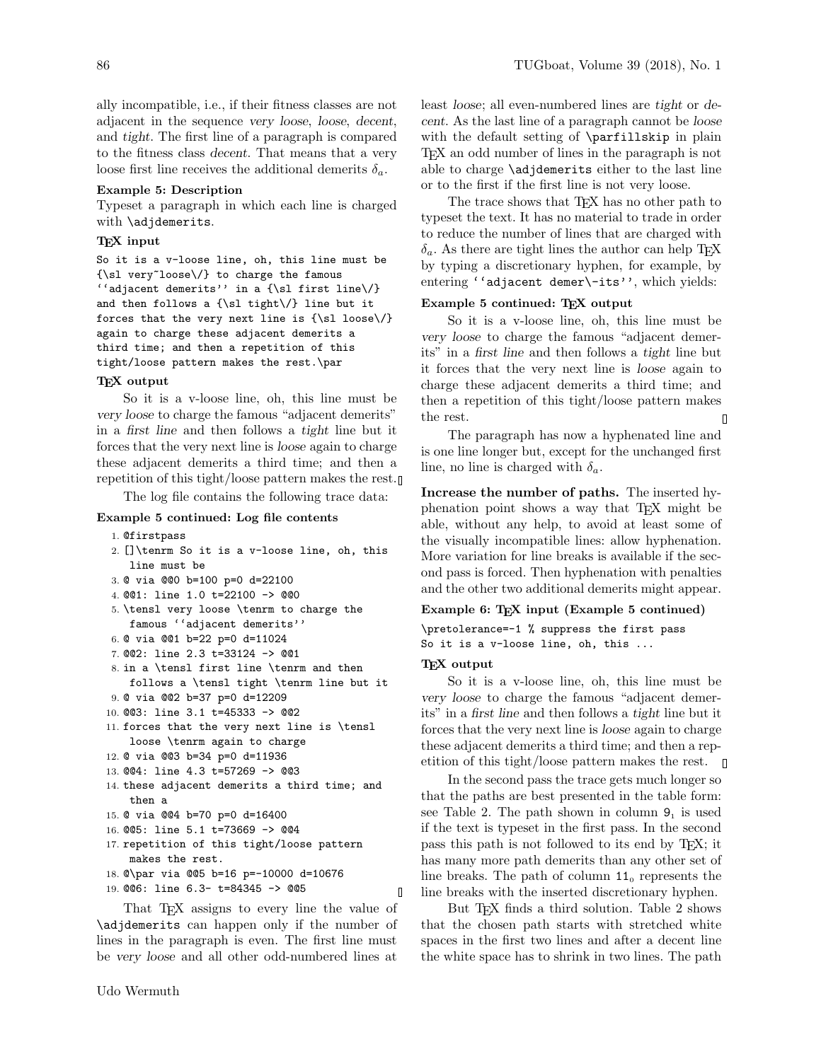ally incompatible, i.e., if their fitness classes are not adjacent in the sequence *very loose*, *loose*, *decent*, and *tight*. The first line of a paragraph is compared to the fitness class *decent*. That means that a very loose first line receives the additional demerits $\delta_a$.

**Example 5: Description**

Typeset a paragraph in which each line is charged with `\adjdemerits`.

**TEX input**

```
So it is a v-loose line, oh, this line must be
{\sl very~loose\/} to charge the famous
``adjacent demerits'' in a {\sl first line\/}
and then follows a {\sl tight\/} line but it
forces that the very next line is {\sl loose\/}
again to charge these adjacent demerits a
third time; and then a repetition of this
tight/loose pattern makes the rest.\par
```

**TEX output**

So it is a v-loose line, oh, this line must be *very loose* to charge the famous "adjacent demerits" in a *first line* and then follows a *tight* line but it forces that the very next line is *loose* again to charge these adjacent demerits a third time; and then a repetition of this tight/loose pattern makes the rest.

The log file contains the following trace data:

**Example 5 continued: Log file contents**

```
 1. @firstpass
 2. []\tenrm So it is a v-loose line, oh, this
    line must be
 3. @ via @@0 b=100 p=0 d=22100
 4. @@1: line 1.0 t=22100 -> @@0
 5. \tensl very loose \tenrm to charge the
    famous ``adjacent demerits''
 6. @ via @@1 b=22 p=0 d=11024
 7. @@2: line 2.3 t=33124 -> @@1
 8. in a \tensl first line \tenrm and then
    follows a \tensl tight \tenrm line but it
 9. @ via @@2 b=37 p=0 d=12209
10. @@3: line 3.1 t=45333 -> @@2
11. forces that the very next line is \tensl
    loose \tenrm again to charge
12. @ via @@3 b=34 p=0 d=11936
13. @@4: line 4.3 t=57269 -> @@3
14. these adjacent demerits a third time; and
    then a
15. @ via @@4 b=70 p=0 d=16400
16. @@5: line 5.1 t=73669 -> @@4
17. repetition of this tight/loose pattern
    makes the rest.
18. @\par via @@5 b=16 p=-10000 d=10676
19. @@6: line 6.3- t=84345 -> @@5
```

That TEX assigns to every line the value of `\adjdemerits` can happen only if the number of lines in the paragraph is even. The first line must be *very loose* and all other odd-numbered lines at least *loose*; all even-numbered lines are *tight* or *decent*. As the last line of a paragraph cannot be *loose* with the default setting of `\parfillskip` in plain TEX an odd number of lines in the paragraph is not able to charge `\adjdemerits` either to the last line or to the first if the first line is not very loose.

The trace shows that TEX has no other path to typeset the text. It has no material to trade in order to reduce the number of lines that are charged with $\delta_a$. As there are tight lines the author can help TEX by typing a discretionary hyphen, for example, by entering ``` ``adjacent demer\-its'' ```, which yields:

**Example 5 continued: TEX output**

So it is a v-loose line, oh, this line must be *very loose* to charge the famous "adjacent demerits" in a *first line* and then follows a *tight* line but it forces that the very next line is *loose* again to charge these adjacent demerits a third time; and then a repetition of this tight/loose pattern makes the rest.

The paragraph has now a hyphenated line and is one line longer but, except for the unchanged first line, no line is charged with $\delta_a$.

**Increase the number of paths.** The inserted hyphenation point shows a way that TEX might be able, without any help, to avoid at least some of the visually incompatible lines: allow hyphenation. More variation for line breaks is available if the second pass is forced. Then hyphenation with penalties and the other two additional demerits might appear.

**Example 6: TEX input (Example 5 continued)**

```
\pretolerance=-1 % suppress the first pass
So it is a v-loose line, oh, this ...
```

**TEX output**

So it is a v-loose line, oh, this line must be *very loose* to charge the famous "adjacent demerits" in a *first line* and then follows a *tight* line but it forces that the very next line is *loose* again to charge these adjacent demerits a third time; and then a repetition of this tight/loose pattern makes the rest.

In the second pass the trace gets much longer so that the paths are best presented in the table form: see Table 2. The path shown in column $9_1$ is used if the text is typeset in the first pass. In the second pass this path is not followed to its end by TEX; it has many more path demerits than any other set of line breaks. The path of column $11_0$ represents the line breaks with the inserted discretionary hyphen.

But TEX finds a third solution. Table 2 shows that the chosen path starts with stretched white spaces in the first two lines and after a decent line the white space has to shrink in two lines. The path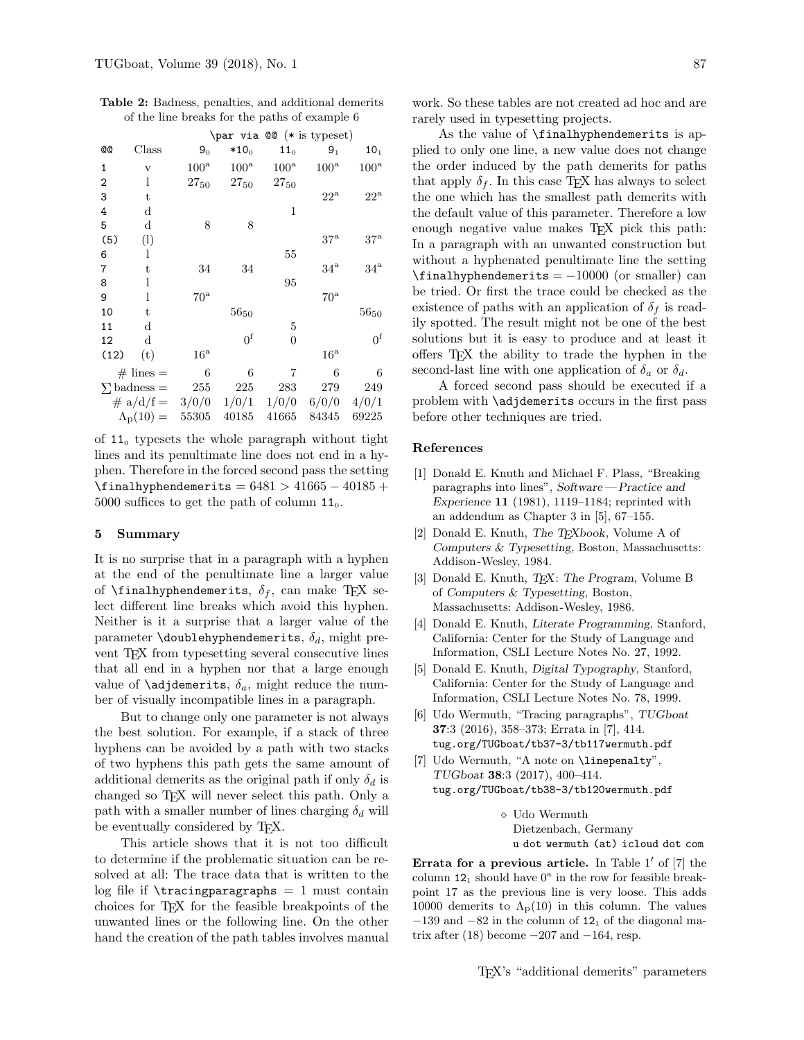**Table 2:** Badness, penalties, and additional demerits of the line breaks for the paths of example 6

| | | \par via @@ (* is typeset) | | | | |
|---|---|---|---|---|---|---|
| @@ | Class | $9_0$ | $*10_0$ | $11_0$ | $9_1$ | $10_1$ |
| 1 | v | $100^a$ | $100^a$ | $100^a$ | $100^a$ | $100^a$ |
| 2 | l | $27_{50}$ | $27_{50}$ | $27_{50}$ | | |
| 3 | t | | | | $22^a$ | $22^a$ |
| 4 | d | | | 1 | | |
| 5 | d | 8 | 8 | | | |
| (5) | (l) | | | | $37^a$ | $37^a$ |
| 6 | l | | | 55 | | |
| 7 | t | 34 | 34 | | $34^a$ | $34^a$ |
| 8 | l | | | 95 | | |
| 9 | l | $70^a$ | | | $70^a$ | |
| 10 | t | | $56_{50}$ | | | $56_{50}$ |
| 11 | d | | | 5 | | |
| 12 | d | | $0^f$ | 0 | | $0^f$ |
| (12) | (t) | $16^a$ | | | $16^a$ | |
| # lines = | | 6 | 6 | 7 | 6 | 6 |
| $\sum$ badness = | | 255 | 225 | 283 | 279 | 249 |
| # a/d/f = | | 3/0/0 | 1/0/1 | 1/0/0 | 6/0/0 | 4/0/1 |
| $\Lambda_p(10)$ = | | 55305 | 40185 | 41665 | 84345 | 69225 |

of $11_0$ typesets the whole paragraph without tight lines and its penultimate line does not end in a hyphen. Therefore in the forced second pass the setting $\backslash\texttt{finalhyphendemerits} = 6481 > 41665 - 40185 + 5000$ suffices to get the path of column $11_0$.

## 5 Summary

It is no surprise that in a paragraph with a hyphen at the end of the penultimate line a larger value of \finalhyphendemerits, $\delta_f$, can make TeX select different line breaks which avoid this hyphen. Neither is it a surprise that a larger value of the parameter \doublehyphendemerits, $\delta_d$, might prevent TeX from typesetting several consecutive lines that all end in a hyphen nor that a large enough value of \adjdemerits, $\delta_a$, might reduce the number of visually incompatible lines in a paragraph.

But to change only one parameter is not always the best solution. For example, if a stack of three hyphens can be avoided by a path with two stacks of two hyphens this path gets the same amount of additional demerits as the original path if only $\delta_d$ is changed so TeX will never select this path. Only a path with a smaller number of lines charging $\delta_d$ will be eventually considered by TeX.

This article shows that it is not too difficult to determine if the problematic situation can be resolved at all: The trace data that is written to the log file if \tracingparagraphs = 1 must contain choices for TeX for the feasible breakpoints of the unwanted lines or the following line. On the other hand the creation of the path tables involves manual work. So these tables are not created ad hoc and are rarely used in typesetting projects.

As the value of \finalhyphendemerits is applied to only one line, a new value does not change the order induced by the path demerits for paths that apply $\delta_f$. In this case TeX has always to select the one which has the smallest path demerits with the default value of this parameter. Therefore a low enough negative value makes TeX pick this path: In a paragraph with an unwanted construction but without a hyphenated penultimate line the setting $\backslash\texttt{finalhyphendemerits} = -10000$ (or smaller) can be tried. Or first the trace could be checked as the existence of paths with an application of $\delta_f$ is readily spotted. The result might not be one of the best solutions but it is easy to produce and at least it offers TeX the ability to trade the hyphen in the second-last line with one application of $\delta_a$ or $\delta_d$.

A forced second pass should be executed if a problem with \adjdemerits occurs in the first pass before other techniques are tried.

## References

[1] Donald E. Knuth and Michael F. Plass, "Breaking paragraphs into lines", *Software — Practice and Experience* **11** (1981), 1119–1184; reprinted with an addendum as Chapter 3 in [5], 67–155.

[2] Donald E. Knuth, *The TeXbook*, Volume A of *Computers & Typesetting*, Boston, Massachusetts: Addison-Wesley, 1984.

[3] Donald E. Knuth, *TeX: The Program*, Volume B of *Computers & Typesetting*, Boston, Massachusetts: Addison-Wesley, 1986.

[4] Donald E. Knuth, *Literate Programming*, Stanford, California: Center for the Study of Language and Information, CSLI Lecture Notes No. 27, 1992.

[5] Donald E. Knuth, *Digital Typography*, Stanford, California: Center for the Study of Language and Information, CSLI Lecture Notes No. 78, 1999.

[6] Udo Wermuth, "Tracing paragraphs", *TUGboat* **37**:3 (2016), 358–373; Errata in [7], 414. tug.org/TUGboat/tb37-3/tb117wermuth.pdf

[7] Udo Wermuth, "A note on \linepenalty", *TUGboat* **38**:3 (2017), 400–414. tug.org/TUGboat/tb38-3/tb120wermuth.pdf

◇ Udo Wermuth
Dietzenbach, Germany
u dot wermuth (at) icloud dot com

**Errata for a previous article.** In Table 1′ of [7] the column $12_1$ should have $0^a$ in the row for feasible breakpoint 17 as the previous line is very loose. This adds 10000 demerits to $\Lambda_p(10)$ in this column. The values $-139$ and $-82$ in the column of $12_1$ of the diagonal matrix after (18) become $-207$ and $-164$, resp.